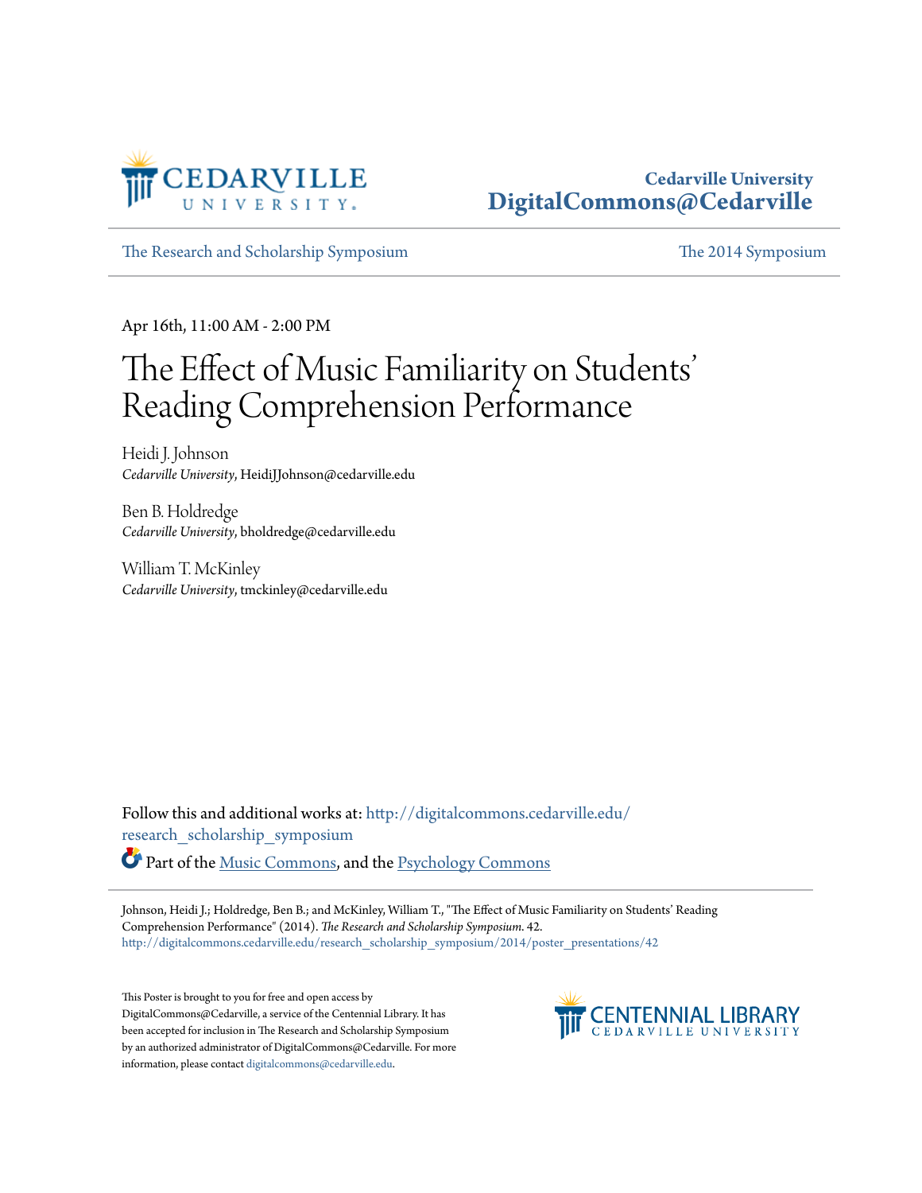Cedarville University
DigitalCommons@Cedarville

The Research and Scholarship Symposium | The 2014 Symposium

Apr 16th, 11:00 AM - 2:00 PM

# The Effect of Music Familiarity on Students' Reading Comprehension Performance

Heidi J. Johnson
*Cedarville University*, HeidiJJohnson@cedarville.edu

Ben B. Holdredge
*Cedarville University*, bholdredge@cedarville.edu

William T. McKinley
*Cedarville University*, tmckinley@cedarville.edu

Follow this and additional works at: http://digitalcommons.cedarville.edu/research_scholarship_symposium

Part of the Music Commons, and the Psychology Commons

Johnson, Heidi J.; Holdredge, Ben B.; and McKinley, William T., "The Effect of Music Familiarity on Students' Reading Comprehension Performance" (2014). *The Research and Scholarship Symposium*. 42.
http://digitalcommons.cedarville.edu/research_scholarship_symposium/2014/poster_presentations/42

This Poster is brought to you for free and open access by DigitalCommons@Cedarville, a service of the Centennial Library. It has been accepted for inclusion in The Research and Scholarship Symposium by an authorized administrator of DigitalCommons@Cedarville. For more information, please contact digitalcommons@cedarville.edu.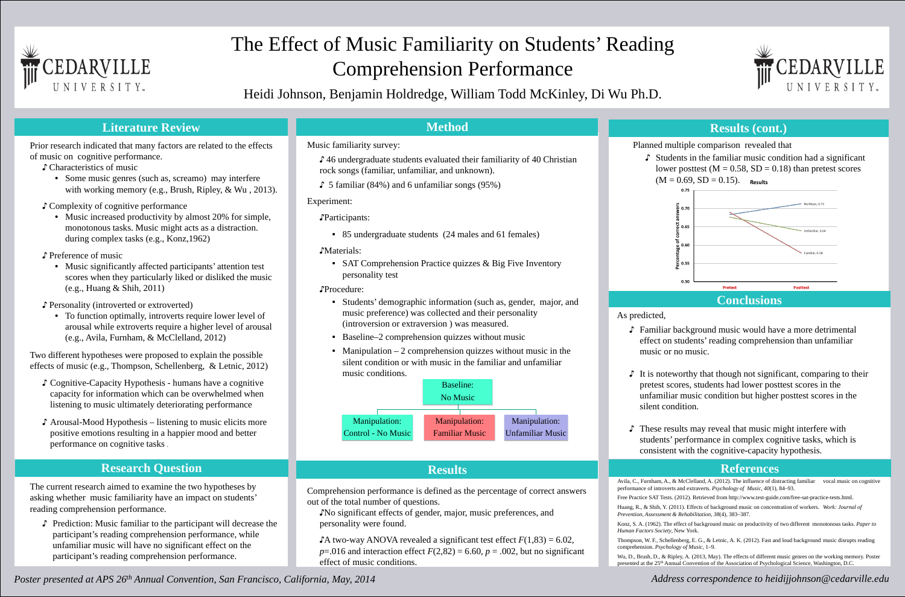# The Effect of Music Familiarity on Students' Reading Comprehension Performance

Heidi Johnson, Benjamin Holdredge, William Todd McKinley, Di Wu Ph.D.

## Literature Review

Prior research indicated that many factors are related to the effects of music on cognitive performance.

♪ Characteristics of music

- Some music genres (such as, screamo) may interfere with working memory (e.g., Brush, Ripley, & Wu , 2013).

♪ Complexity of cognitive performance

- Music increased productivity by almost 20% for simple, monotonous tasks. Music might acts as a distraction. during complex tasks (e.g., Konz,1962)

♪ Preference of music

- Music significantly affected participants' attention test scores when they particularly liked or disliked the music (e.g., Huang & Shih, 2011)

♪ Personality (introverted or extroverted)

- To function optimally, introverts require lower level of arousal while extroverts require a higher level of arousal (e.g., Avila, Furnham, & McClelland, 2012)

Two different hypotheses were proposed to explain the possible effects of music (e.g., Thompson, Schellenberg, & Letnic, 2012)

♪ Cognitive-Capacity Hypothesis - humans have a cognitive capacity for information which can be overwhelmed when listening to music ultimately deteriorating performance

♪ Arousal-Mood Hypothesis – listening to music elicits more positive emotions resulting in a happier mood and better performance on cognitive tasks .

## Research Question

The current research aimed to examine the two hypotheses by asking whether music familiarity have an impact on students' reading comprehension performance.

♪ Prediction: Music familiar to the participant will decrease the participant's reading comprehension performance, while unfamiliar music will have no significant effect on the participant's reading comprehension performance.

## Method

Music familiarity survey:

♪ 46 undergraduate students evaluated their familiarity of 40 Christian rock songs (familiar, unfamiliar, and unknown).

♪ 5 familiar (84%) and 6 unfamiliar songs (95%)

Experiment:

♪Participants:

- 85 undergraduate students (24 males and 61 females)

♪Materials:

- SAT Comprehension Practice quizzes & Big Five Inventory personality test

♪Procedure:

- Students' demographic information (such as, gender, major, and music preference) was collected and their personality (introversion or extraversion ) was measured.
- Baseline–2 comprehension quizzes without music
- Manipulation – 2 comprehension quizzes without music in the silent condition or with music in the familiar and unfamiliar music conditions.

Baseline: No Music

Manipulation: Control - No Music

Manipulation: Familiar Music

Manipulation: Unfamiliar Music

## Results

Comprehension performance is defined as the percentage of correct answers out of the total number of questions.

♪No significant effects of gender, major, music preferences, and personality were found.

♪A two-way ANOVA revealed a significant test effect $F(1,83) = 6.02$, $p=.016$ and interaction effect $F(2,82) = 6.60$, $p = .002$, but no significant effect of music conditions.

## Results (cont.)

Planned multiple comparison revealed that

♪ Students in the familiar music condition had a significant lower posttest ($M = 0.58$, $SD = 0.18$) than pretest scores ($M = 0.69$, $SD = 0.15$).

Results

Percentage of correct answers

0.75
0.70
0.65
0.60
0.55
0.50

Pretest
Posttest

No Music, 0.71
Unfamiliar, 0.64
Familiar, 0.58

## Conclusions

As predicted,

♪ Familiar background music would have a more detrimental effect on students' reading comprehension than unfamiliar music or no music.

♪ It is noteworthy that though not significant, comparing to their pretest scores, students had lower posttest scores in the unfamiliar music condition but higher posttest scores in the silent condition.

♪ These results may reveal that music might interfere with students' performance in complex cognitive tasks, which is consistent with the cognitive-capacity hypothesis.

## References

Avila, C., Furnham, A., & McClelland, A. (2012). The influence of distracting familiar vocal music on cognitive performance of introverts and extraverts. *Psychology of Music, 40*(1), 84–93.

Free Practice SAT Tests. (2012). Retrieved from http://www.test-guide.com/free-sat-practice-tests.html.

Huang, R., & Shih, Y. (2011). Effects of background music on concentration of workers. *Work: Journal of Prevention, Assessment & Rehabilitation, 38*(4), 383–387.

Konz, S. A. (1962). The effect of background music on productivity of two different monotonous tasks. *Paper to Human Factors Society*, New York.

Thompson, W. F., Schellenberg, E. G., & Letnic, A. K. (2012). Fast and loud background music disrupts reading comprehension. *Psychology of Music*, 1–9.

Wu, D., Brush, D., & Ripley, A. (2013, May). The effects of different music genres on the working memory. Poster presented at the 25th Annual Convention of the Association of Psychological Science, Washington, D.C.

*Poster presented at APS 26th Annual Convention, San Francisco, California, May, 2014*

*Address correspondence to heidijjohnson@cedarville.edu*